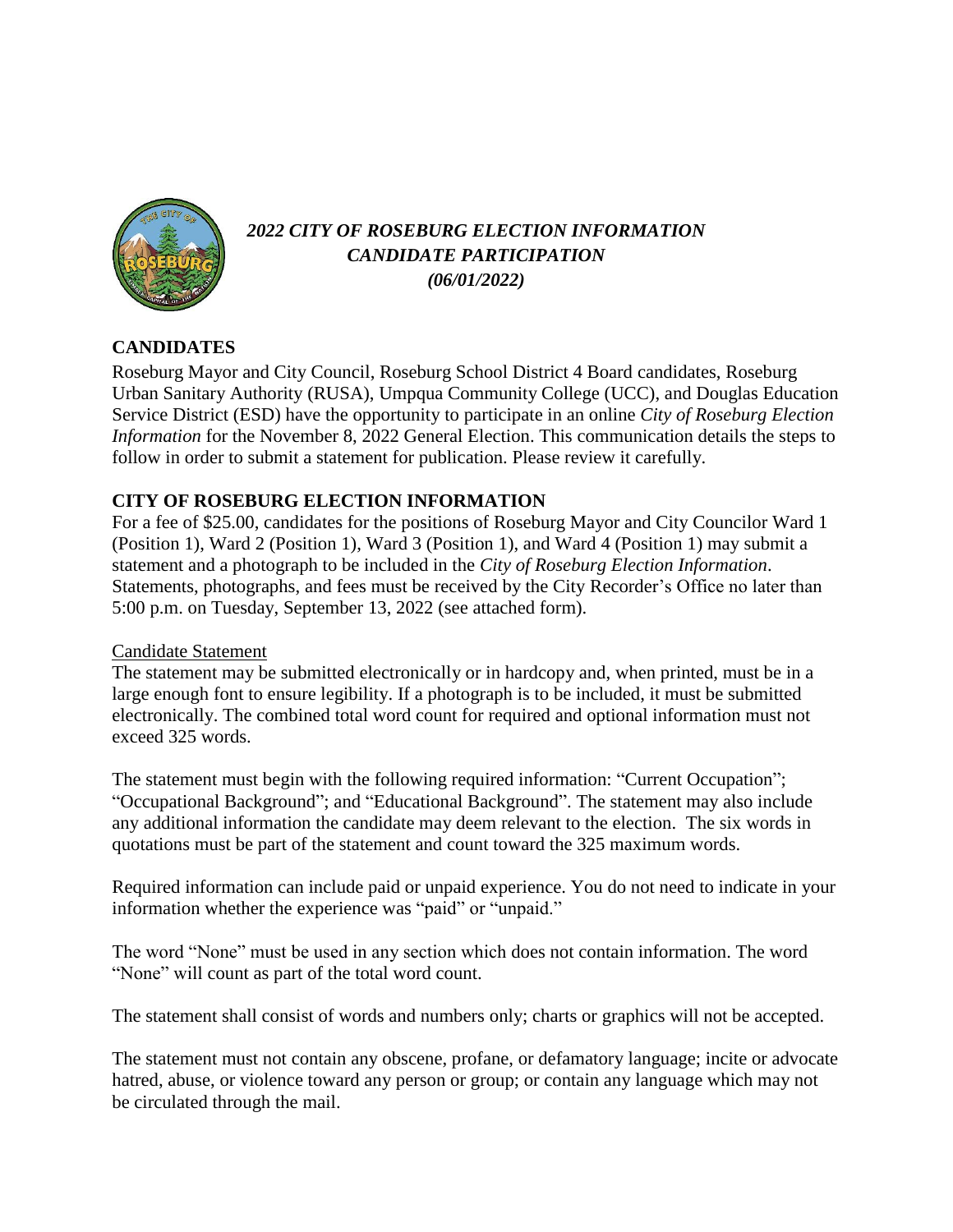# *2022 CITY OF ROSEBURG ELECTION INFORMATION CANDIDATE PARTICIPATION (06/01/2022)*

## CANDIDATES

Roseburg Mayor and City Council, Roseburg School District 4 Board candidates, Roseburg Urban Sanitary Authority (RUSA), Umpqua Community College (UCC), and Douglas Education Service District (ESD) have the opportunity to participate in an online *City of Roseburg Election Information* for the November 8, 2022 General Election. This communication details the steps to follow in order to submit a statement for publication. Please review it carefully.

## CITY OF ROSEBURG ELECTION INFORMATION

For a fee of $25.00, candidates for the positions of Roseburg Mayor and City Councilor Ward 1 (Position 1), Ward 2 (Position 1), Ward 3 (Position 1), and Ward 4 (Position 1) may submit a statement and a photograph to be included in the *City of Roseburg Election Information*. Statements, photographs, and fees must be received by the City Recorder's Office no later than 5:00 p.m. on Tuesday, September 13, 2022 (see attached form).

### Candidate Statement

The statement may be submitted electronically or in hardcopy and, when printed, must be in a large enough font to ensure legibility. If a photograph is to be included, it must be submitted electronically. The combined total word count for required and optional information must not exceed 325 words.

The statement must begin with the following required information: "Current Occupation"; "Occupational Background"; and "Educational Background". The statement may also include any additional information the candidate may deem relevant to the election. The six words in quotations must be part of the statement and count toward the 325 maximum words.

Required information can include paid or unpaid experience. You do not need to indicate in your information whether the experience was "paid" or "unpaid."

The word "None" must be used in any section which does not contain information. The word "None" will count as part of the total word count.

The statement shall consist of words and numbers only; charts or graphics will not be accepted.

The statement must not contain any obscene, profane, or defamatory language; incite or advocate hatred, abuse, or violence toward any person or group; or contain any language which may not be circulated through the mail.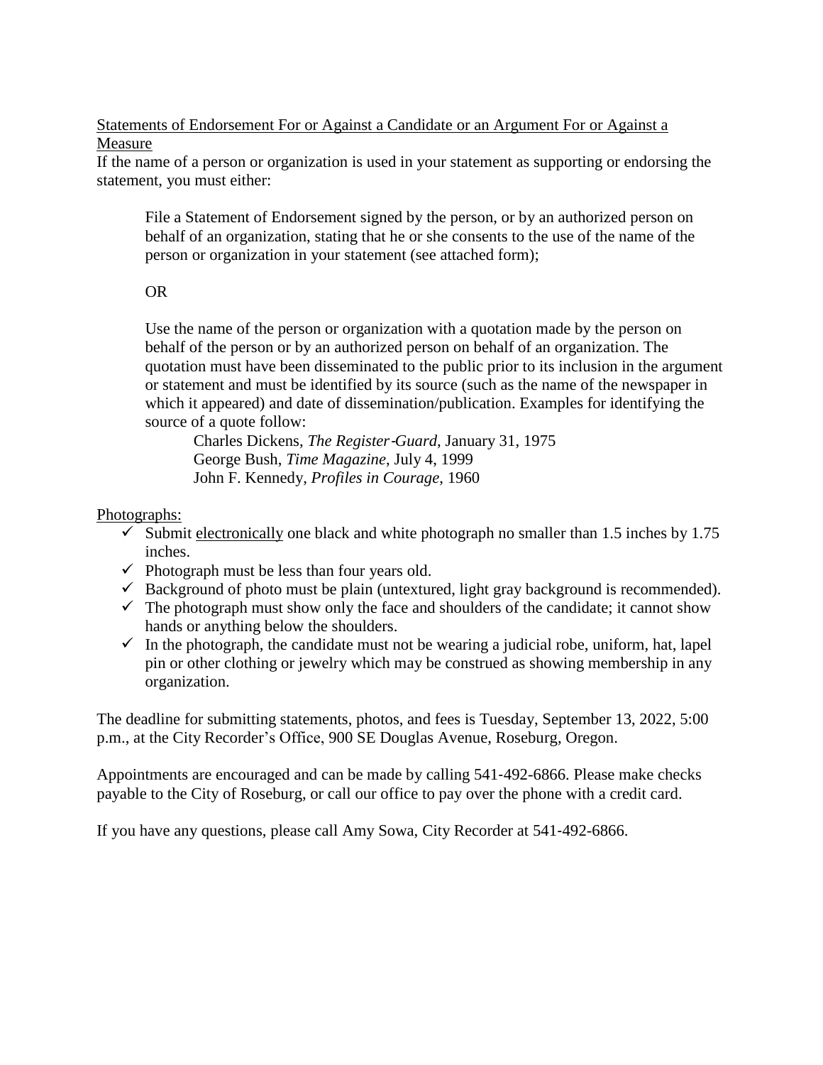Statements of Endorsement For or Against a Candidate or an Argument For or Against a Measure

If the name of a person or organization is used in your statement as supporting or endorsing the statement, you must either:

> File a Statement of Endorsement signed by the person, or by an authorized person on behalf of an organization, stating that he or she consents to the use of the name of the person or organization in your statement (see attached form);
>
> OR
>
> Use the name of the person or organization with a quotation made by the person on behalf of the person or by an authorized person on behalf of an organization. The quotation must have been disseminated to the public prior to its inclusion in the argument or statement and must be identified by its source (such as the name of the newspaper in which it appeared) and date of dissemination/publication. Examples for identifying the source of a quote follow:
>
> Charles Dickens, *The Register-Guard*, January 31, 1975
> George Bush, *Time Magazine*, July 4, 1999
> John F. Kennedy, *Profiles in Courage*, 1960

Photographs:

- ✓ Submit electronically one black and white photograph no smaller than 1.5 inches by 1.75 inches.
- ✓ Photograph must be less than four years old.
- ✓ Background of photo must be plain (untextured, light gray background is recommended).
- ✓ The photograph must show only the face and shoulders of the candidate; it cannot show hands or anything below the shoulders.
- ✓ In the photograph, the candidate must not be wearing a judicial robe, uniform, hat, lapel pin or other clothing or jewelry which may be construed as showing membership in any organization.

The deadline for submitting statements, photos, and fees is Tuesday, September 13, 2022, 5:00 p.m., at the City Recorder's Office, 900 SE Douglas Avenue, Roseburg, Oregon.

Appointments are encouraged and can be made by calling 541-492-6866. Please make checks payable to the City of Roseburg, or call our office to pay over the phone with a credit card.

If you have any questions, please call Amy Sowa, City Recorder at 541-492-6866.